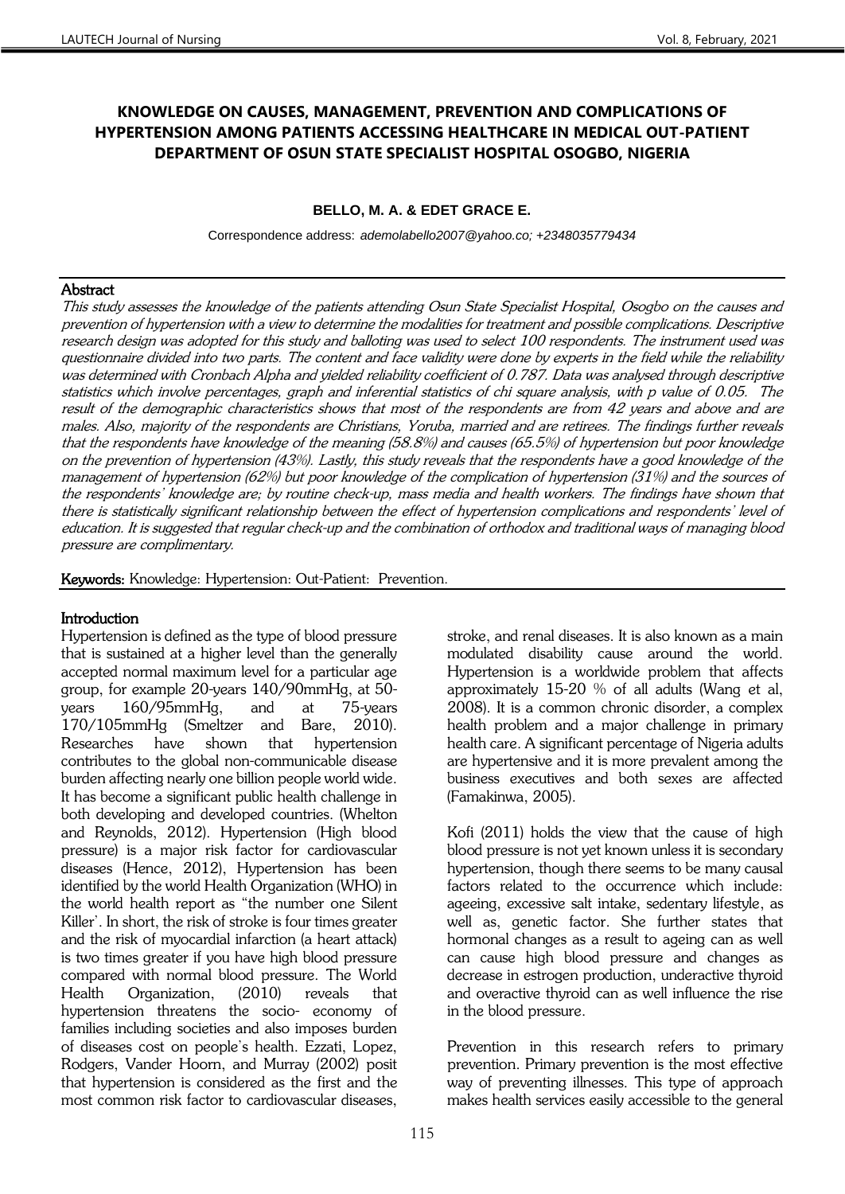# KNOWLEDGE ON CAUSES, MANAGEMENT, PREVENTION AND COMPLICATIONS OF HYPERTENSION AMONG PATIENTS ACCESSING HEALTHCARE IN MEDICAL OUT-PATIENT DEPARTMENT OF OSUN STATE SPECIALIST HOSPITAL OSOGBO, NIGERIA

**BELLO, M. A. & EDET GRACE E.**

Correspondence address: *ademolabello2007@yahoo.co; +2348035779434*

## Abstract

*This study assesses the knowledge of the patients attending Osun State Specialist Hospital, Osogbo on the causes and prevention of hypertension with a view to determine the modalities for treatment and possible complications. Descriptive research design was adopted for this study and balloting was used to select 100 respondents. The instrument used was questionnaire divided into two parts. The content and face validity were done by experts in the field while the reliability was determined with Cronbach Alpha and yielded reliability coefficient of 0.787. Data was analysed through descriptive statistics which involve percentages, graph and inferential statistics of chi square analysis, with p value of 0.05. The result of the demographic characteristics shows that most of the respondents are from 42 years and above and are males. Also, majority of the respondents are Christians, Yoruba, married and are retirees. The findings further reveals that the respondents have knowledge of the meaning (58.8%) and causes (65.5%) of hypertension but poor knowledge on the prevention of hypertension (43%). Lastly, this study reveals that the respondents have a good knowledge of the management of hypertension (62%) but poor knowledge of the complication of hypertension (31%) and the sources of the respondents' knowledge are; by routine check-up, mass media and health workers. The findings have shown that there is statistically significant relationship between the effect of hypertension complications and respondents' level of education. It is suggested that regular check-up and the combination of orthodox and traditional ways of managing blood pressure are complimentary.*

**Keywords:** Knowledge: Hypertension: Out-Patient: Prevention.

## Introduction

Hypertension is defined as the type of blood pressure that is sustained at a higher level than the generally accepted normal maximum level for a particular age group, for example 20-years 140/90mmHg, at 50-years 160/95mmHg, and at 75-years 170/105mmHg (Smeltzer and Bare, 2010). Researches have shown that hypertension contributes to the global non-communicable disease burden affecting nearly one billion people world wide. It has become a significant public health challenge in both developing and developed countries. (Whelton and Reynolds, 2012). Hypertension (High blood pressure) is a major risk factor for cardiovascular diseases (Hence, 2012), Hypertension has been identified by the world Health Organization (WHO) in the world health report as "the number one Silent Killer'. In short, the risk of stroke is four times greater and the risk of myocardial infarction (a heart attack) is two times greater if you have high blood pressure compared with normal blood pressure. The World Health Organization, (2010) reveals that hypertension threatens the socio- economy of families including societies and also imposes burden of diseases cost on people's health. Ezzati, Lopez, Rodgers, Vander Hoorn, and Murray (2002) posit that hypertension is considered as the first and the most common risk factor to cardiovascular diseases, stroke, and renal diseases. It is also known as a main modulated disability cause around the world. Hypertension is a worldwide problem that affects approximately 15-20 % of all adults (Wang et al, 2008). It is a common chronic disorder, a complex health problem and a major challenge in primary health care. A significant percentage of Nigeria adults are hypertensive and it is more prevalent among the business executives and both sexes are affected (Famakinwa, 2005).

Kofi (2011) holds the view that the cause of high blood pressure is not yet known unless it is secondary hypertension, though there seems to be many causal factors related to the occurrence which include: ageeing, excessive salt intake, sedentary lifestyle, as well as, genetic factor. She further states that hormonal changes as a result to ageing can as well can cause high blood pressure and changes as decrease in estrogen production, underactive thyroid and overactive thyroid can as well influence the rise in the blood pressure.

Prevention in this research refers to primary prevention. Primary prevention is the most effective way of preventing illnesses. This type of approach makes health services easily accessible to the general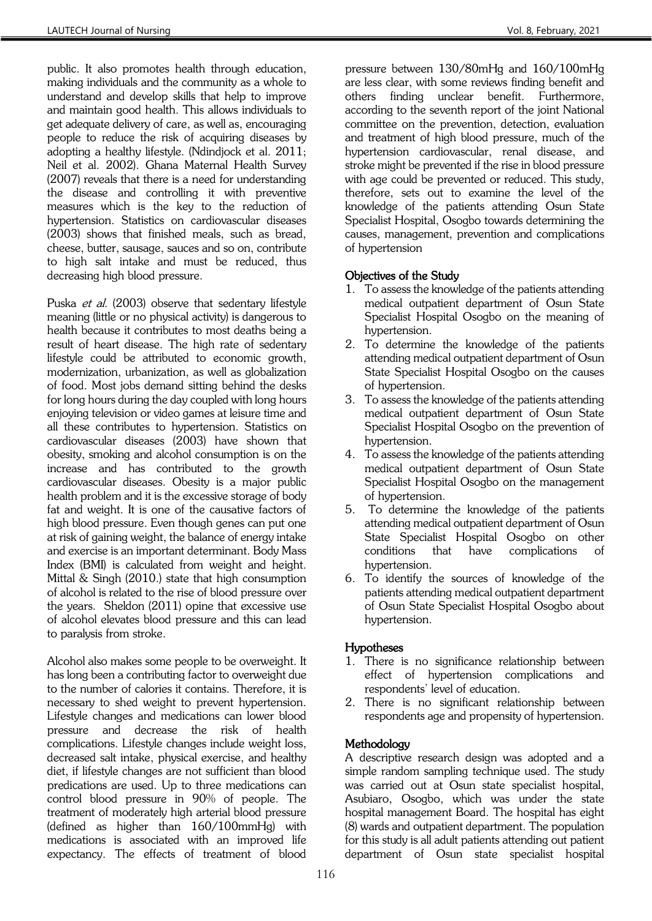public. It also promotes health through education, making individuals and the community as a whole to understand and develop skills that help to improve and maintain good health. This allows individuals to get adequate delivery of care, as well as, encouraging people to reduce the risk of acquiring diseases by adopting a healthy lifestyle. (Ndindjock et al. 2011; Neil et al. 2002). Ghana Maternal Health Survey (2007) reveals that there is a need for understanding the disease and controlling it with preventive measures which is the key to the reduction of hypertension. Statistics on cardiovascular diseases (2003) shows that finished meals, such as bread, cheese, butter, sausage, sauces and so on, contribute to high salt intake and must be reduced, thus decreasing high blood pressure.

Puska *et al.* (2003) observe that sedentary lifestyle meaning (little or no physical activity) is dangerous to health because it contributes to most deaths being a result of heart disease. The high rate of sedentary lifestyle could be attributed to economic growth, modernization, urbanization, as well as globalization of food. Most jobs demand sitting behind the desks for long hours during the day coupled with long hours enjoying television or video games at leisure time and all these contributes to hypertension. Statistics on cardiovascular diseases (2003) have shown that obesity, smoking and alcohol consumption is on the increase and has contributed to the growth cardiovascular diseases. Obesity is a major public health problem and it is the excessive storage of body fat and weight. It is one of the causative factors of high blood pressure. Even though genes can put one at risk of gaining weight, the balance of energy intake and exercise is an important determinant. Body Mass Index (BMI) is calculated from weight and height. Mittal & Singh (2010.) state that high consumption of alcohol is related to the rise of blood pressure over the years. Sheldon (2011) opine that excessive use of alcohol elevates blood pressure and this can lead to paralysis from stroke.

Alcohol also makes some people to be overweight. It has long been a contributing factor to overweight due to the number of calories it contains. Therefore, it is necessary to shed weight to prevent hypertension. Lifestyle changes and medications can lower blood pressure and decrease the risk of health complications. Lifestyle changes include weight loss, decreased salt intake, physical exercise, and healthy diet, if lifestyle changes are not sufficient than blood predications are used. Up to three medications can control blood pressure in 90% of people. The treatment of moderately high arterial blood pressure (defined as higher than 160/100mmHg) with medications is associated with an improved life expectancy. The effects of treatment of blood pressure between 130/80mHg and 160/100mHg are less clear, with some reviews finding benefit and others finding unclear benefit. Furthermore, according to the seventh report of the joint National committee on the prevention, detection, evaluation and treatment of high blood pressure, much of the hypertension cardiovascular, renal disease, and stroke might be prevented if the rise in blood pressure with age could be prevented or reduced. This study, therefore, sets out to examine the level of the knowledge of the patients attending Osun State Specialist Hospital, Osogbo towards determining the causes, management, prevention and complications of hypertension

### Objectives of the Study

1. To assess the knowledge of the patients attending medical outpatient department of Osun State Specialist Hospital Osogbo on the meaning of hypertension.
2. To determine the knowledge of the patients attending medical outpatient department of Osun State Specialist Hospital Osogbo on the causes of hypertension.
3. To assess the knowledge of the patients attending medical outpatient department of Osun State Specialist Hospital Osogbo on the prevention of hypertension.
4. To assess the knowledge of the patients attending medical outpatient department of Osun State Specialist Hospital Osogbo on the management of hypertension.
5. To determine the knowledge of the patients attending medical outpatient department of Osun State Specialist Hospital Osogbo on other conditions that have complications of hypertension.
6. To identify the sources of knowledge of the patients attending medical outpatient department of Osun State Specialist Hospital Osogbo about hypertension.

### Hypotheses

1. There is no significance relationship between effect of hypertension complications and respondents' level of education.
2. There is no significant relationship between respondents age and propensity of hypertension.

### Methodology

A descriptive research design was adopted and a simple random sampling technique used. The study was carried out at Osun state specialist hospital, Asubiaro, Osogbo, which was under the state hospital management Board. The hospital has eight (8) wards and outpatient department. The population for this study is all adult patients attending out patient department of Osun state specialist hospital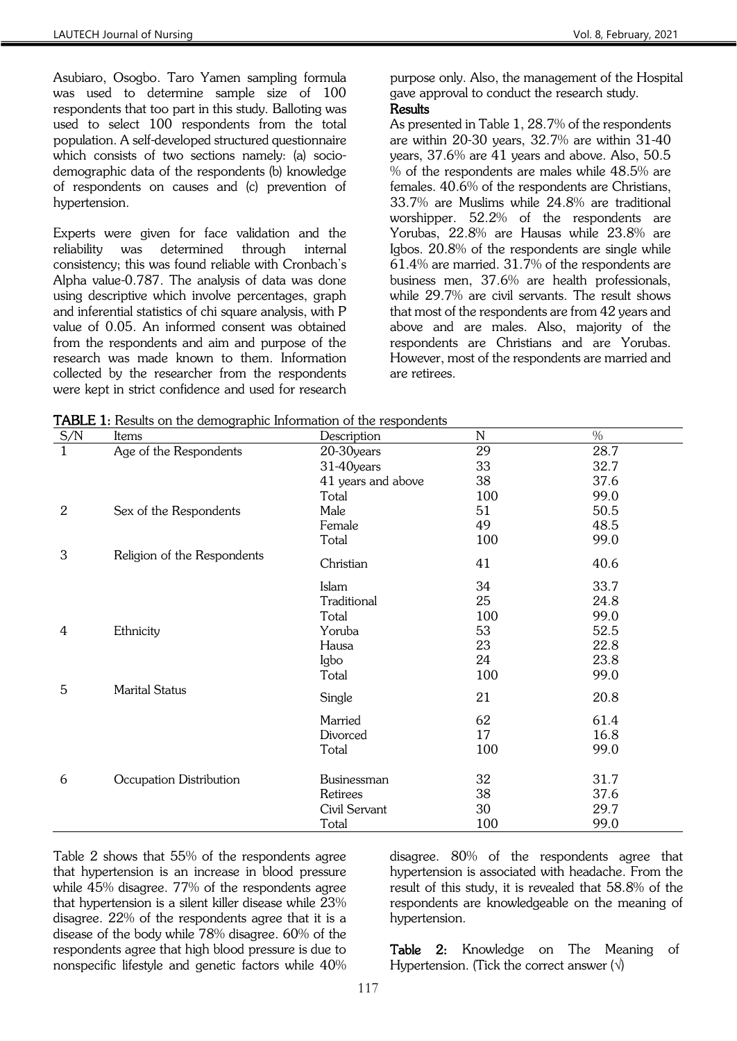Asubiaro, Osogbo. Taro Yamen sampling formula was used to determine sample size of 100 respondents that too part in this study. Balloting was used to select 100 respondents from the total population. A self-developed structured questionnaire which consists of two sections namely: (a) socio-demographic data of the respondents (b) knowledge of respondents on causes and (c) prevention of hypertension.

Experts were given for face validation and the reliability was determined through internal consistency; this was found reliable with Cronbach's Alpha value-0.787. The analysis of data was done using descriptive which involve percentages, graph and inferential statistics of chi square analysis, with P value of 0.05. An informed consent was obtained from the respondents and aim and purpose of the research was made known to them. Information collected by the researcher from the respondents were kept in strict confidence and used for research purpose only. Also, the management of the Hospital gave approval to conduct the research study.

**Results**

As presented in Table 1, 28.7% of the respondents are within 20-30 years, 32.7% are within 31-40 years, 37.6% are 41 years and above. Also, 50.5 % of the respondents are males while 48.5% are females. 40.6% of the respondents are Christians, 33.7% are Muslims while 24.8% are traditional worshipper. 52.2% of the respondents are Yorubas, 22.8% are Hausas while 23.8% are Igbos. 20.8% of the respondents are single while 61.4% are married. 31.7% of the respondents are business men, 37.6% are health professionals, while 29.7% are civil servants. The result shows that most of the respondents are from 42 years and above and are males. Also, majority of the respondents are Christians and are Yorubas. However, most of the respondents are married and are retirees.

**TABLE 1:** Results on the demographic Information of the respondents

| S/N | Items | Description | N | % |
|---|---|---|---|---|
| 1 | Age of the Respondents | 20-30years | 29 | 28.7 |
| | | 31-40years | 33 | 32.7 |
| | | 41 years and above | 38 | 37.6 |
| | | Total | 100 | 99.0 |
| 2 | Sex of the Respondents | Male | 51 | 50.5 |
| | | Female | 49 | 48.5 |
| | | Total | 100 | 99.0 |
| 3 | Religion of the Respondents | Christian | 41 | 40.6 |
| | | Islam | 34 | 33.7 |
| | | Traditional | 25 | 24.8 |
| | | Total | 100 | 99.0 |
| 4 | Ethnicity | Yoruba | 53 | 52.5 |
| | | Hausa | 23 | 22.8 |
| | | Igbo | 24 | 23.8 |
| | | Total | 100 | 99.0 |
| 5 | Marital Status | Single | 21 | 20.8 |
| | | Married | 62 | 61.4 |
| | | Divorced | 17 | 16.8 |
| | | Total | 100 | 99.0 |
| 6 | Occupation Distribution | Businessman | 32 | 31.7 |
| | | Retirees | 38 | 37.6 |
| | | Civil Servant | 30 | 29.7 |
| | | Total | 100 | 99.0 |

Table 2 shows that 55% of the respondents agree that hypertension is an increase in blood pressure while 45% disagree. 77% of the respondents agree that hypertension is a silent killer disease while 23% disagree. 22% of the respondents agree that it is a disease of the body while 78% disagree. 60% of the respondents agree that high blood pressure is due to nonspecific lifestyle and genetic factors while 40% disagree. 80% of the respondents agree that hypertension is associated with headache. From the result of this study, it is revealed that 58.8% of the respondents are knowledgeable on the meaning of hypertension.

**Table 2:** Knowledge on The Meaning of Hypertension. (Tick the correct answer (√)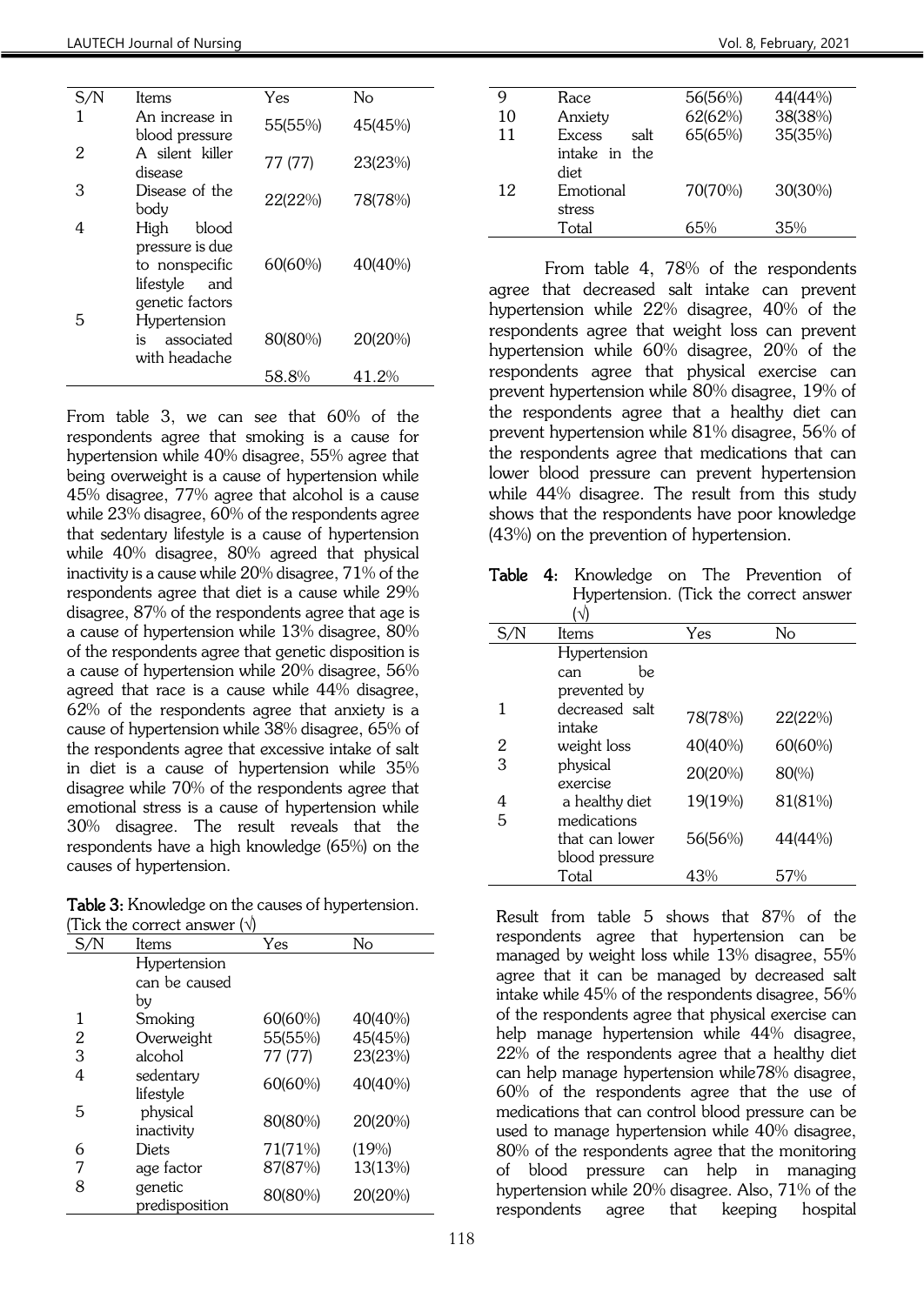| S/N | Items | Yes | No |
|---|---|---|---|
| 1 | An increase in blood pressure | 55(55%) | 45(45%) |
| 2 | A silent killer disease | 77 (77) | 23(23%) |
| 3 | Disease of the body | 22(22%) | 78(78%) |
| 4 | High blood pressure is due to nonspecific lifestyle and genetic factors | 60(60%) | 40(40%) |
| 5 | Hypertension is associated with headache | 80(80%) | 20(20%) |
| | | 58.8% | 41.2% |

From table 3, we can see that 60% of the respondents agree that smoking is a cause for hypertension while 40% disagree, 55% agree that being overweight is a cause of hypertension while 45% disagree, 77% agree that alcohol is a cause while 23% disagree, 60% of the respondents agree that sedentary lifestyle is a cause of hypertension while 40% disagree, 80% agreed that physical inactivity is a cause while 20% disagree, 71% of the respondents agree that diet is a cause while 29% disagree, 87% of the respondents agree that age is a cause of hypertension while 13% disagree, 80% of the respondents agree that genetic disposition is a cause of hypertension while 20% disagree, 56% agreed that race is a cause while 44% disagree, 62% of the respondents agree that anxiety is a cause of hypertension while 38% disagree, 65% of the respondents agree that excessive intake of salt in diet is a cause of hypertension while 35% disagree while 70% of the respondents agree that emotional stress is a cause of hypertension while 30% disagree. The result reveals that the respondents have a high knowledge (65%) on the causes of hypertension.

**Table 3:** Knowledge on the causes of hypertension. (Tick the correct answer (√)

| S/N | Items | Yes | No |
|---|---|---|---|
| | Hypertension can be caused by | | |
| 1 | Smoking | 60(60%) | 40(40%) |
| 2 | Overweight | 55(55%) | 45(45%) |
| 3 | alcohol | 77 (77) | 23(23%) |
| 4 | sedentary lifestyle | 60(60%) | 40(40%) |
| 5 | physical inactivity | 80(80%) | 20(20%) |
| 6 | Diets | 71(71%) | (19%) |
| 7 | age factor | 87(87%) | 13(13%) |
| 8 | genetic predisposition | 80(80%) | 20(20%) |
| 9 | Race | 56(56%) | 44(44%) |
| 10 | Anxiety | 62(62%) | 38(38%) |
| 11 | Excess salt intake in the diet | 65(65%) | 35(35%) |
| 12 | Emotional stress | 70(70%) | 30(30%) |
| | Total | 65% | 35% |

From table 4, 78% of the respondents agree that decreased salt intake can prevent hypertension while 22% disagree, 40% of the respondents agree that weight loss can prevent hypertension while 60% disagree, 20% of the respondents agree that physical exercise can prevent hypertension while 80% disagree, 19% of the respondents agree that a healthy diet can prevent hypertension while 81% disagree, 56% of the respondents agree that medications that can lower blood pressure can prevent hypertension while 44% disagree. The result from this study shows that the respondents have poor knowledge (43%) on the prevention of hypertension.

**Table 4:** Knowledge on The Prevention of Hypertension. (Tick the correct answer (√)

| S/N | Items | Yes | No |
|---|---|---|---|
| | Hypertension can be prevented by | | |
| 1 | decreased salt intake | 78(78%) | 22(22%) |
| 2 | weight loss | 40(40%) | 60(60%) |
| 3 | physical exercise | 20(20%) | 80(%) |
| 4 | a healthy diet | 19(19%) | 81(81%) |
| 5 | medications that can lower blood pressure | 56(56%) | 44(44%) |
| | Total | 43% | 57% |

Result from table 5 shows that 87% of the respondents agree that hypertension can be managed by weight loss while 13% disagree, 55% agree that it can be managed by decreased salt intake while 45% of the respondents disagree, 56% of the respondents agree that physical exercise can help manage hypertension while 44% disagree, 22% of the respondents agree that a healthy diet can help manage hypertension while78% disagree, 60% of the respondents agree that the use of medications that can control blood pressure can be used to manage hypertension while 40% disagree, 80% of the respondents agree that the monitoring of blood pressure can help in managing hypertension while 20% disagree. Also, 71% of the respondents agree that keeping hospital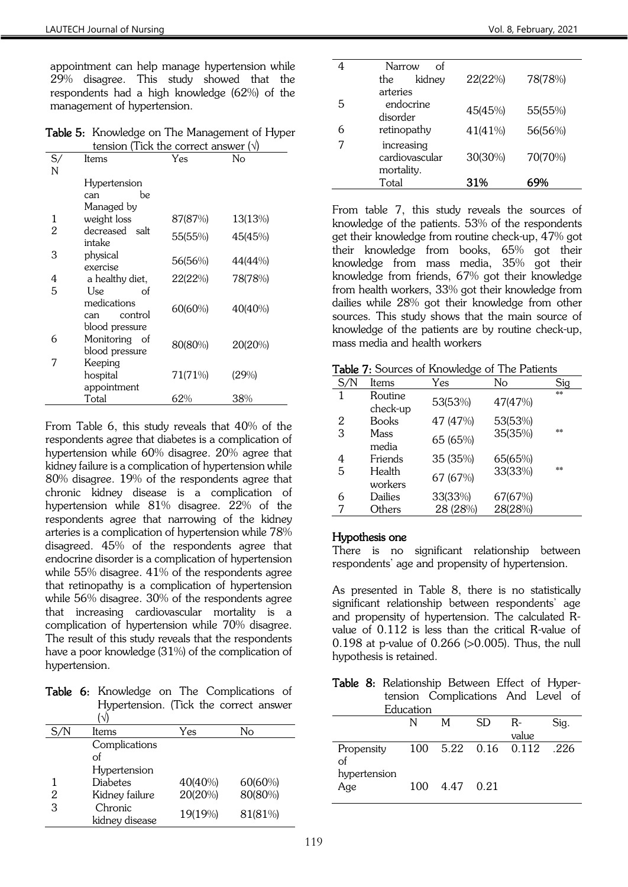appointment can help manage hypertension while 29% disagree. This study showed that the respondents had a high knowledge (62%) of the management of hypertension.

**Table 5:** Knowledge on The Management of Hyper tension (Tick the correct answer (√)

| S/N | Items | Yes | No |
|---|---|---|---|
| | Hypertension can be Managed by | | |
| 1 | weight loss | 87(87%) | 13(13%) |
| 2 | decreased salt intake | 55(55%) | 45(45%) |
| 3 | physical exercise | 56(56%) | 44(44%) |
| 4 | a healthy diet, | 22(22%) | 78(78%) |
| 5 | Use of medications can control blood pressure | 60(60%) | 40(40%) |
| 6 | Monitoring of blood pressure | 80(80%) | 20(20%) |
| 7 | Keeping hospital appointment | 71(71%) | (29%) |
| | Total | 62% | 38% |

From Table 6, this study reveals that 40% of the respondents agree that diabetes is a complication of hypertension while 60% disagree. 20% agree that kidney failure is a complication of hypertension while 80% disagree. 19% of the respondents agree that chronic kidney disease is a complication of hypertension while 81% disagree. 22% of the respondents agree that narrowing of the kidney arteries is a complication of hypertension while 78% disagreed. 45% of the respondents agree that endocrine disorder is a complication of hypertension while 55% disagree. 41% of the respondents agree that retinopathy is a complication of hypertension while 56% disagree. 30% of the respondents agree that increasing cardiovascular mortality is a complication of hypertension while 70% disagree. The result of this study reveals that the respondents have a poor knowledge (31%) of the complication of hypertension.

**Table 6:** Knowledge on The Complications of Hypertension. (Tick the correct answer (√)

| S/N | Items | Yes | No |
|---|---|---|---|
| | Complications of Hypertension | | |
| 1 | Diabetes | 40(40%) | 60(60%) |
| 2 | Kidney failure | 20(20%) | 80(80%) |
| 3 | Chronic kidney disease | 19(19%) | 81(81%) |
| 4 | Narrow of the kidney arteries | 22(22%) | 78(78%) |
| 5 | endocrine disorder | 45(45%) | 55(55%) |
| 6 | retinopathy | 41(41%) | 56(56%) |
| 7 | increasing cardiovascular mortality. | 30(30%) | 70(70%) |
| | Total | **31%** | **69%** |

From table 7, this study reveals the sources of knowledge of the patients. 53% of the respondents get their knowledge from routine check-up, 47% got their knowledge from books, 65% got their knowledge from mass media, 35% got their knowledge from friends, 67% got their knowledge from health workers, 33% got their knowledge from dailies while 28% got their knowledge from other sources. This study shows that the main source of knowledge of the patients are by routine check-up, mass media and health workers

**Table 7:** Sources of Knowledge of The Patients

| S/N | Items | Yes | No | Sig |
|---|---|---|---|---|
| 1 | Routine check-up | 53(53%) | 47(47%) | ** |
| 2 | Books | 47 (47%) | 53(53%) | |
| 3 | Mass media | 65 (65%) | 35(35%) | ** |
| 4 | Friends | 35 (35%) | 65(65%) | |
| 5 | Health workers | 67 (67%) | 33(33%) | ** |
| 6 | Dailies | 33(33%) | 67(67%) | |
| 7 | Others | 28 (28%) | 28(28%) | |

### Hypothesis one

There is no significant relationship between respondents' age and propensity of hypertension.

As presented in Table 8, there is no statistically significant relationship between respondents' age and propensity of hypertension. The calculated R-value of 0.112 is less than the critical R-value of 0.198 at p-value of 0.266 (>0.005). Thus, the null hypothesis is retained.

**Table 8:** Relationship Between Effect of Hypertension Complications And Level of Education

| | N | M | SD | R-value | Sig. |
|---|---|---|---|---|---|
| Propensity of hypertension | 100 | 5.22 | 0.16 | 0.112 | .226 |
| Age | 100 | 4.47 | 0.21 | | |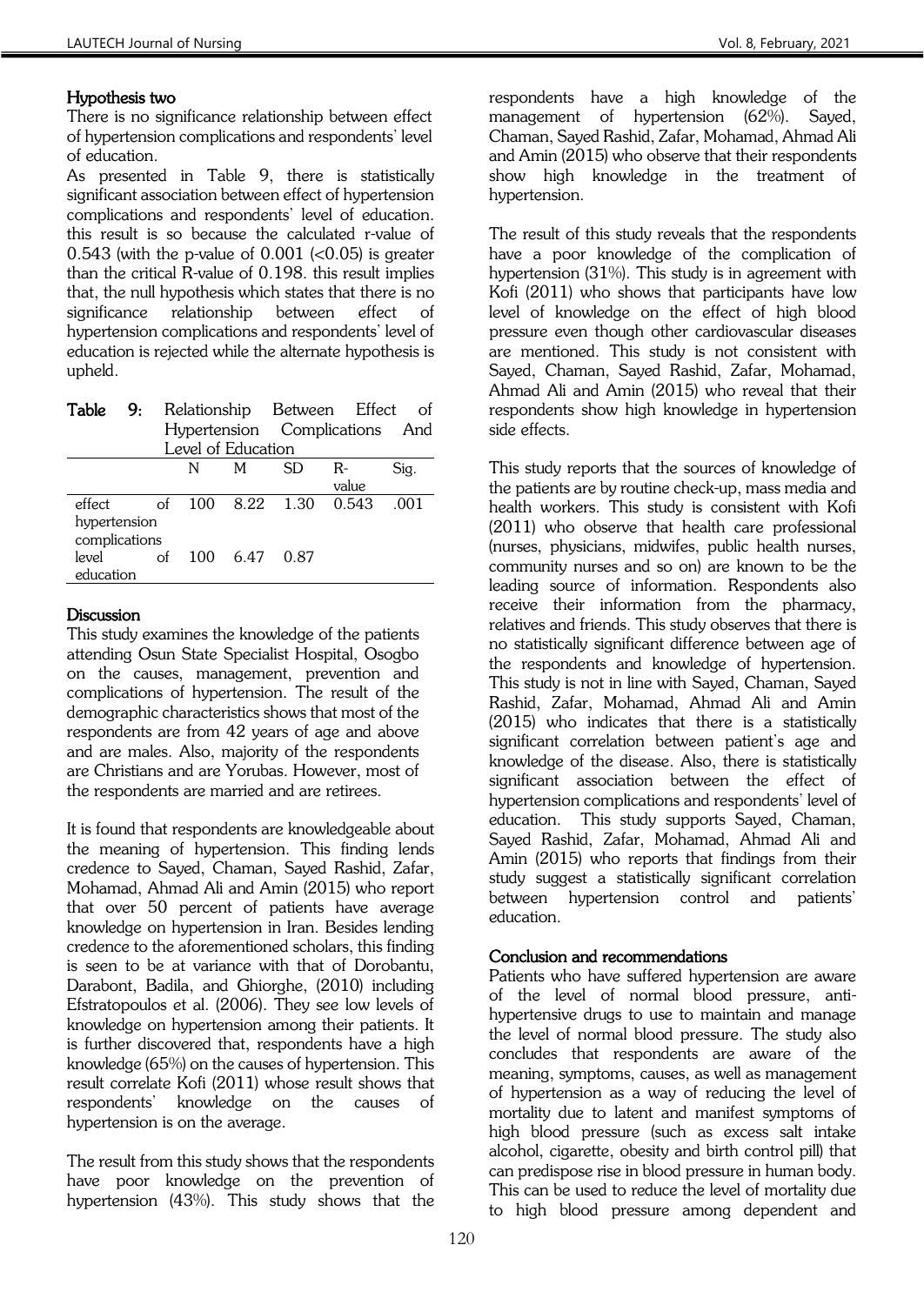#### Hypothesis two

There is no significance relationship between effect of hypertension complications and respondents' level of education.

As presented in Table 9, there is statistically significant association between effect of hypertension complications and respondents' level of education. this result is so because the calculated r-value of 0.543 (with the p-value of 0.001 (<0.05) is greater than the critical R-value of 0.198. this result implies that, the null hypothesis which states that there is no significance relationship between effect of hypertension complications and respondents' level of education is rejected while the alternate hypothesis is upheld.

**Table 9:** Relationship Between Effect of Hypertension Complications And Level of Education

| | N | M | SD | R-value | Sig. |
|---|---|---|---|---|---|
| effect of hypertension complications | 100 | 8.22 | 1.30 | 0.543 | .001 |
| level of education | 100 | 6.47 | 0.87 | | |

#### Discussion

This study examines the knowledge of the patients attending Osun State Specialist Hospital, Osogbo on the causes, management, prevention and complications of hypertension. The result of the demographic characteristics shows that most of the respondents are from 42 years of age and above and are males. Also, majority of the respondents are Christians and are Yorubas. However, most of the respondents are married and are retirees.

It is found that respondents are knowledgeable about the meaning of hypertension. This finding lends credence to Sayed, Chaman, Sayed Rashid, Zafar, Mohamad, Ahmad Ali and Amin (2015) who report that over 50 percent of patients have average knowledge on hypertension in Iran. Besides lending credence to the aforementioned scholars, this finding is seen to be at variance with that of Dorobantu, Darabont, Badila, and Ghiorghe, (2010) including Efstratopoulos et al. (2006). They see low levels of knowledge on hypertension among their patients. It is further discovered that, respondents have a high knowledge (65%) on the causes of hypertension. This result correlate Kofi (2011) whose result shows that respondents' knowledge on the causes of hypertension is on the average.

The result from this study shows that the respondents have poor knowledge on the prevention of hypertension (43%). This study shows that the respondents have a high knowledge of the management of hypertension (62%). Sayed, Chaman, Sayed Rashid, Zafar, Mohamad, Ahmad Ali and Amin (2015) who observe that their respondents show high knowledge in the treatment of hypertension.

The result of this study reveals that the respondents have a poor knowledge of the complication of hypertension (31%). This study is in agreement with Kofi (2011) who shows that participants have low level of knowledge on the effect of high blood pressure even though other cardiovascular diseases are mentioned. This study is not consistent with Sayed, Chaman, Sayed Rashid, Zafar, Mohamad, Ahmad Ali and Amin (2015) who reveal that their respondents show high knowledge in hypertension side effects.

This study reports that the sources of knowledge of the patients are by routine check-up, mass media and health workers. This study is consistent with Kofi (2011) who observe that health care professional (nurses, physicians, midwifes, public health nurses, community nurses and so on) are known to be the leading source of information. Respondents also receive their information from the pharmacy, relatives and friends. This study observes that there is no statistically significant difference between age of the respondents and knowledge of hypertension. This study is not in line with Sayed, Chaman, Sayed Rashid, Zafar, Mohamad, Ahmad Ali and Amin (2015) who indicates that there is a statistically significant correlation between patient's age and knowledge of the disease. Also, there is statistically significant association between the effect of hypertension complications and respondents' level of education. This study supports Sayed, Chaman, Sayed Rashid, Zafar, Mohamad, Ahmad Ali and Amin (2015) who reports that findings from their study suggest a statistically significant correlation between hypertension control and patients' education.

#### Conclusion and recommendations

Patients who have suffered hypertension are aware of the level of normal blood pressure, anti-hypertensive drugs to use to maintain and manage the level of normal blood pressure. The study also concludes that respondents are aware of the meaning, symptoms, causes, as well as management of hypertension as a way of reducing the level of mortality due to latent and manifest symptoms of high blood pressure (such as excess salt intake alcohol, cigarette, obesity and birth control pill) that can predispose rise in blood pressure in human body. This can be used to reduce the level of mortality due to high blood pressure among dependent and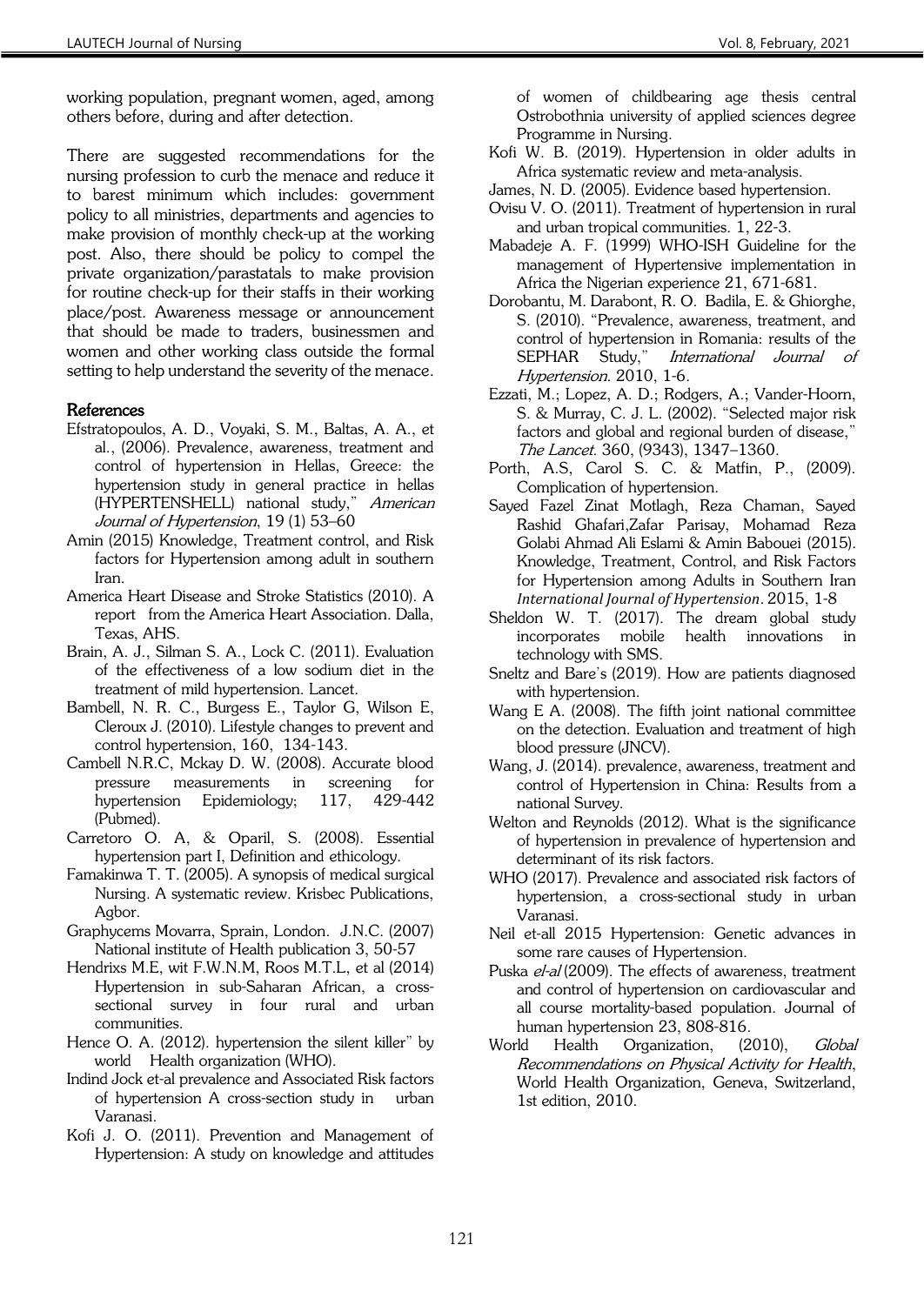working population, pregnant women, aged, among others before, during and after detection.

There are suggested recommendations for the nursing profession to curb the menace and reduce it to barest minimum which includes: government policy to all ministries, departments and agencies to make provision of monthly check-up at the working post. Also, there should be policy to compel the private organization/parastatals to make provision for routine check-up for their staffs in their working place/post. Awareness message or announcement that should be made to traders, businessmen and women and other working class outside the formal setting to help understand the severity of the menace.

## References

Efstratopoulos, A. D., Voyaki, S. M., Baltas, A. A., et al., (2006). Prevalence, awareness, treatment and control of hypertension in Hellas, Greece: the hypertension study in general practice in hellas (HYPERTENSHELL) national study," *American Journal of Hypertension*, 19 (1) 53–60

Amin (2015) Knowledge, Treatment control, and Risk factors for Hypertension among adult in southern Iran.

America Heart Disease and Stroke Statistics (2010). A report from the America Heart Association. Dalla, Texas, AHS.

Brain, A. J., Silman S. A., Lock C. (2011). Evaluation of the effectiveness of a low sodium diet in the treatment of mild hypertension. Lancet.

Bambell, N. R. C., Burgess E., Taylor G, Wilson E, Cleroux J. (2010). Lifestyle changes to prevent and control hypertension, 160, 134-143.

Cambell N.R.C, Mckay D. W. (2008). Accurate blood pressure measurements in screening for hypertension Epidemiology; 117, 429-442 (Pubmed).

Carretoro O. A, & Oparil, S. (2008). Essential hypertension part I, Definition and ethicology.

Famakinwa T. T. (2005). A synopsis of medical surgical Nursing. A systematic review. Krisbec Publications, Agbor.

Graphycems Movarra, Sprain, London. J.N.C. (2007) National institute of Health publication 3, 50-57

Hendrixs M.E, wit F.W.N.M, Roos M.T.L, et al (2014) Hypertension in sub-Saharan African, a cross-sectional survey in four rural and urban communities.

Hence O. A. (2012). hypertension the silent killer" by world Health organization (WHO).

Indind Jock et-al prevalence and Associated Risk factors of hypertension A cross-section study in urban Varanasi.

Kofi J. O. (2011). Prevention and Management of Hypertension: A study on knowledge and attitudes of women of childbearing age thesis central Ostrobothnia university of applied sciences degree Programme in Nursing.

Kofi W. B. (2019). Hypertension in older adults in Africa systematic review and meta-analysis.

James, N. D. (2005). Evidence based hypertension.

Ovisu V. O. (2011). Treatment of hypertension in rural and urban tropical communities. 1, 22-3.

Mabadeje A. F. (1999) WHO-ISH Guideline for the management of Hypertensive implementation in Africa the Nigerian experience 21, 671-681.

Dorobantu, M. Darabont, R. O. Badila, E. & Ghiorghe, S. (2010). "Prevalence, awareness, treatment, and control of hypertension in Romania: results of the SEPHAR Study," *International Journal of Hypertension*. 2010, 1-6.

Ezzati, M.; Lopez, A. D.; Rodgers, A.; Vander-Hoorn, S. & Murray, C. J. L. (2002). "Selected major risk factors and global and regional burden of disease," *The Lancet*. 360, (9343), 1347–1360.

Porth, A.S, Carol S. C. & Matfin, P., (2009). Complication of hypertension.

Sayed Fazel Zinat Motlagh, Reza Chaman, Sayed Rashid Ghafari,Zafar Parisay, Mohamad Reza Golabi Ahmad Ali Eslami & Amin Babouei (2015). Knowledge, Treatment, Control, and Risk Factors for Hypertension among Adults in Southern Iran *International Journal of Hypertension*. 2015, 1-8

Sheldon W. T. (2017). The dream global study incorporates mobile health innovations in technology with SMS.

Sneltz and Bare's (2019). How are patients diagnosed with hypertension.

Wang E A. (2008). The fifth joint national committee on the detection. Evaluation and treatment of high blood pressure (JNCV).

Wang, J. (2014). prevalence, awareness, treatment and control of Hypertension in China: Results from a national Survey.

Welton and Reynolds (2012). What is the significance of hypertension in prevalence of hypertension and determinant of its risk factors.

WHO (2017). Prevalence and associated risk factors of hypertension, a cross-sectional study in urban Varanasi.

Neil et-all 2015 Hypertension: Genetic advances in some rare causes of Hypertension.

Puska *el-al* (2009). The effects of awareness, treatment and control of hypertension on cardiovascular and all course mortality-based population. Journal of human hypertension 23, 808-816.

World Health Organization, (2010), *Global Recommendations on Physical Activity for Health*, World Health Organization, Geneva, Switzerland, 1st edition, 2010.